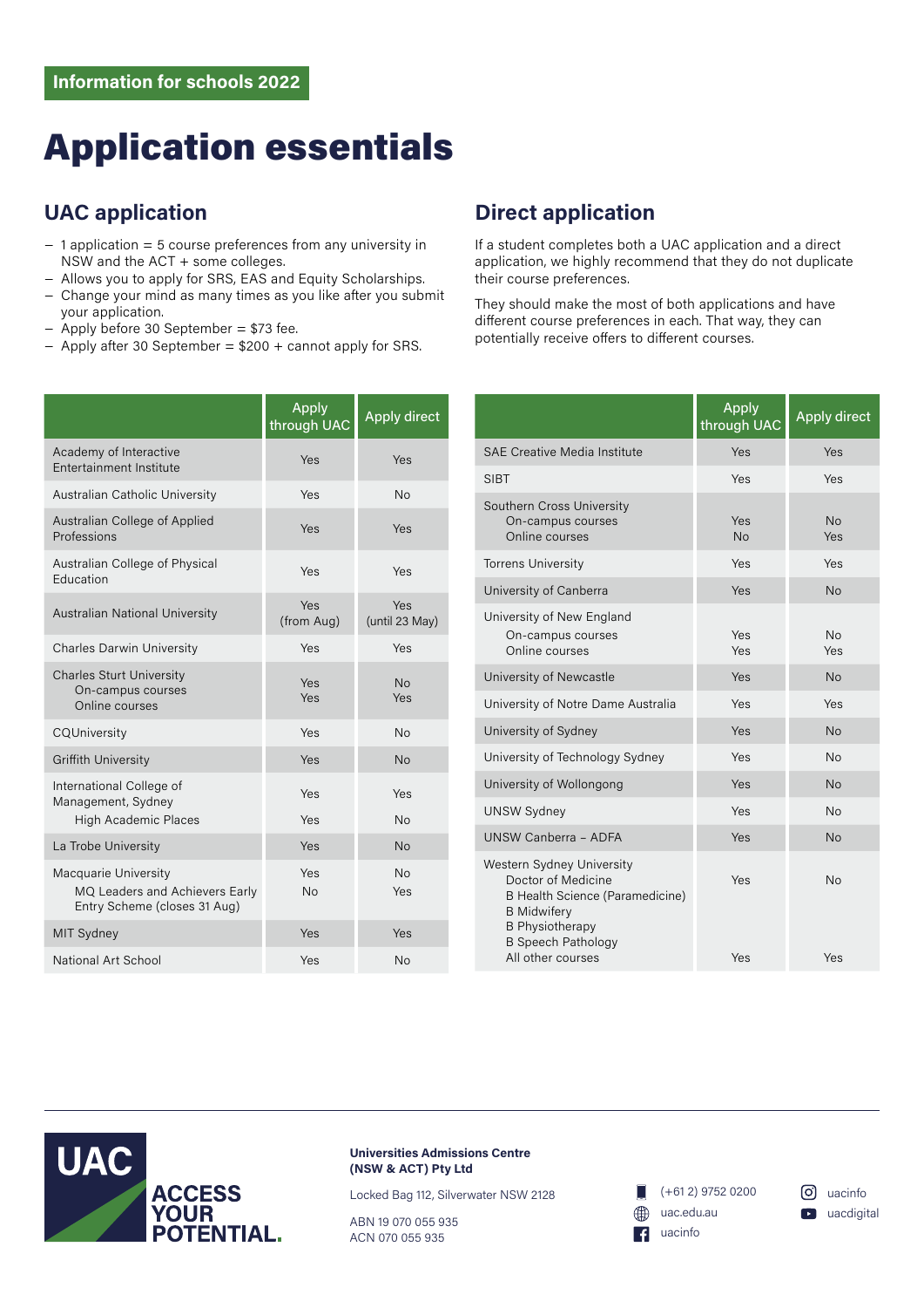Information for schools 2022

# Application essentials

## UAC application

- 1 application = 5 course preferences from any university in NSW and the ACT + some colleges.
- Allows you to apply for SRS, EAS and Equity Scholarships.
- Change your mind as many times as you like after you submit your application.
- Apply before 30 September = $73 fee.
- Apply after 30 September = $200 + cannot apply for SRS.

## Direct application

If a student completes both a UAC application and a direct application, we highly recommend that they do not duplicate their course preferences.

They should make the most of both applications and have different course preferences in each. That way, they can potentially receive offers to different courses.

| | Apply through UAC | Apply direct |
|---|---|---|
| Academy of Interactive Entertainment Institute | Yes | Yes |
| Australian Catholic University | Yes | No |
| Australian College of Applied Professions | Yes | Yes |
| Australian College of Physical Education | Yes | Yes |
| Australian National University | Yes (from Aug) | Yes (until 23 May) |
| Charles Darwin University | Yes | Yes |
| Charles Sturt University | | |
| On-campus courses | Yes | No |
| Online courses | Yes | Yes |
| CQUniversity | Yes | No |
| Griffith University | Yes | No |
| International College of Management, Sydney | Yes | Yes |
| High Academic Places | Yes | No |
| La Trobe University | Yes | No |
| Macquarie University | Yes | No |
| MQ Leaders and Achievers Early Entry Scheme (closes 31 Aug) | No | Yes |
| MIT Sydney | Yes | Yes |
| National Art School | Yes | No |

| | Apply through UAC | Apply direct |
|---|---|---|
| SAE Creative Media Institute | Yes | Yes |
| SIBT | Yes | Yes |
| Southern Cross University | | |
| On-campus courses | Yes | No |
| Online courses | No | Yes |
| Torrens University | Yes | Yes |
| University of Canberra | Yes | No |
| University of New England | | |
| On-campus courses | Yes | No |
| Online courses | Yes | Yes |
| University of Newcastle | Yes | No |
| University of Notre Dame Australia | Yes | Yes |
| University of Sydney | Yes | No |
| University of Technology Sydney | Yes | No |
| University of Wollongong | Yes | No |
| UNSW Sydney | Yes | No |
| UNSW Canberra – ADFA | Yes | No |
| Western Sydney University | | |
| Doctor of Medicine<br>B Health Science (Paramedicine)<br>B Midwifery<br>B Physiotherapy<br>B Speech Pathology | Yes | No |
| All other courses | Yes | Yes |

UAC ACCESS YOUR POTENTIAL.

**Universities Admissions Centre (NSW & ACT) Pty Ltd**

Locked Bag 112, Silverwater NSW 2128

ABN 19 070 055 935
ACN 070 055 935

(+61 2) 9752 0200
uac.edu.au
uacinfo
uacinfo
uacdigital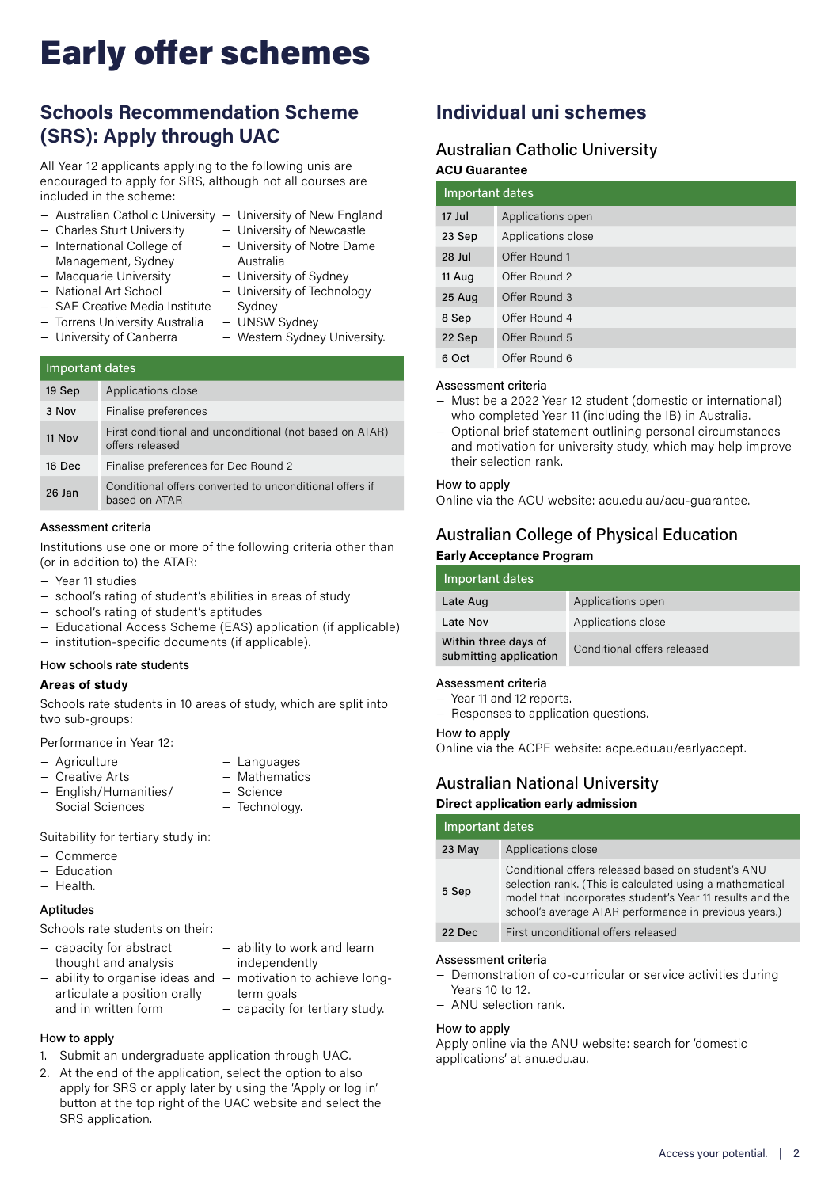# Early offer schemes

## Schools Recommendation Scheme (SRS): Apply through UAC

All Year 12 applicants applying to the following unis are encouraged to apply for SRS, although not all courses are included in the scheme:

- Australian Catholic University
- Charles Sturt University
- International College of Management, Sydney
- Macquarie University
- National Art School
- SAE Creative Media Institute
- Torrens University Australia
- University of Canberra
- University of New England
- University of Newcastle
- University of Notre Dame Australia
- University of Sydney
- University of Technology Sydney
- UNSW Sydney
- Western Sydney University.

| Important dates | |
|---|---|
| 19 Sep | Applications close |
| 3 Nov | Finalise preferences |
| 11 Nov | First conditional and unconditional (not based on ATAR) offers released |
| 16 Dec | Finalise preferences for Dec Round 2 |
| 26 Jan | Conditional offers converted to unconditional offers if based on ATAR |

### Assessment criteria

Institutions use one or more of the following criteria other than (or in addition to) the ATAR:

- Year 11 studies
- school's rating of student's abilities in areas of study
- school's rating of student's aptitudes
- Educational Access Scheme (EAS) application (if applicable)
- institution-specific documents (if applicable).

### How schools rate students

**Areas of study**

Schools rate students in 10 areas of study, which are split into two sub-groups:

Performance in Year 12:

- Agriculture
- Creative Arts
- English/Humanities/Social Sciences
- Languages
- Mathematics
- Science
- Technology.

Suitability for tertiary study in:

- Commerce
- Education
- Health.

**Aptitudes**

Schools rate students on their:

- capacity for abstract thought and analysis
- ability to organise ideas and articulate a position orally and in written form
- ability to work and learn independently
- motivation to achieve long-term goals
- capacity for tertiary study.

### How to apply

1. Submit an undergraduate application through UAC.
2. At the end of the application, select the option to also apply for SRS or apply later by using the 'Apply or log in' button at the top right of the UAC website and select the SRS application.

## Individual uni schemes

### Australian Catholic University

**ACU Guarantee**

| Important dates | |
|---|---|
| 17 Jul | Applications open |
| 23 Sep | Applications close |
| 28 Jul | Offer Round 1 |
| 11 Aug | Offer Round 2 |
| 25 Aug | Offer Round 3 |
| 8 Sep | Offer Round 4 |
| 22 Sep | Offer Round 5 |
| 6 Oct | Offer Round 6 |

Assessment criteria

- Must be a 2022 Year 12 student (domestic or international) who completed Year 11 (including the IB) in Australia.
- Optional brief statement outlining personal circumstances and motivation for university study, which may help improve their selection rank.

How to apply

Online via the ACU website: acu.edu.au/acu-guarantee.

### Australian College of Physical Education

**Early Acceptance Program**

| Important dates | |
|---|---|
| Late Aug | Applications open |
| Late Nov | Applications close |
| Within three days of submitting application | Conditional offers released |

Assessment criteria

- Year 11 and 12 reports.
- Responses to application questions.

How to apply

Online via the ACPE website: acpe.edu.au/earlyaccept.

### Australian National University

**Direct application early admission**

| Important dates | |
|---|---|
| 23 May | Applications close |
| 5 Sep | Conditional offers released based on student's ANU selection rank. (This is calculated using a mathematical model that incorporates student's Year 11 results and the school's average ATAR performance in previous years.) |
| 22 Dec | First unconditional offers released |

Assessment criteria

- Demonstration of co-curricular or service activities during Years 10 to 12.
- ANU selection rank.

How to apply

Apply online via the ANU website: search for 'domestic applications' at anu.edu.au.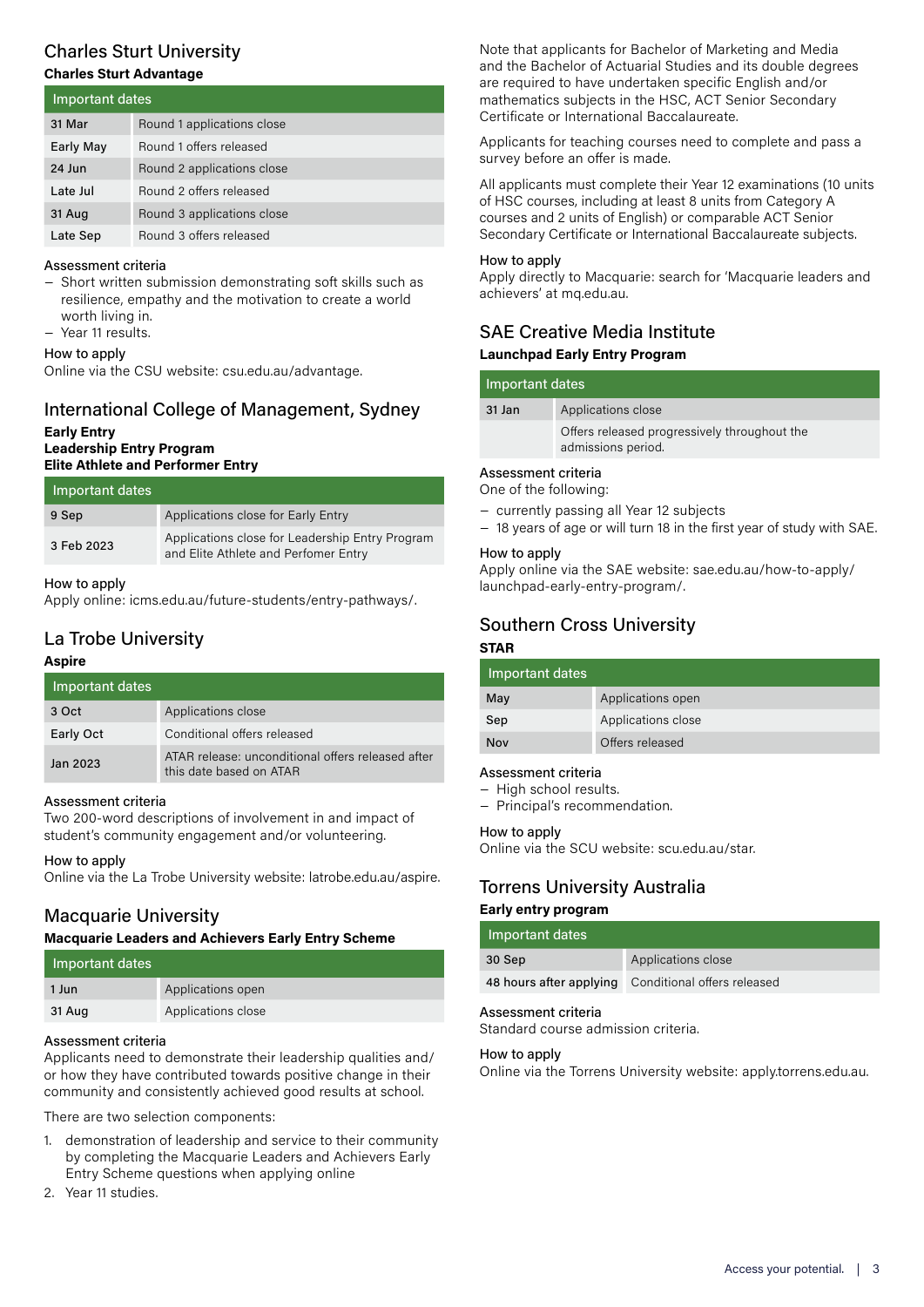## Charles Sturt University

**Charles Sturt Advantage**

| Important dates | |
|---|---|
| 31 Mar | Round 1 applications close |
| Early May | Round 1 offers released |
| 24 Jun | Round 2 applications close |
| Late Jul | Round 2 offers released |
| 31 Aug | Round 3 applications close |
| Late Sep | Round 3 offers released |

Assessment criteria

- Short written submission demonstrating soft skills such as resilience, empathy and the motivation to create a world worth living in.
- Year 11 results.

How to apply

Online via the CSU website: csu.edu.au/advantage.

## International College of Management, Sydney

**Early Entry**
**Leadership Entry Program**
**Elite Athlete and Performer Entry**

| Important dates | |
|---|---|
| 9 Sep | Applications close for Early Entry |
| 3 Feb 2023 | Applications close for Leadership Entry Program and Elite Athlete and Perfomer Entry |

How to apply

Apply online: icms.edu.au/future-students/entry-pathways/.

## La Trobe University

**Aspire**

| Important dates | |
|---|---|
| 3 Oct | Applications close |
| Early Oct | Conditional offers released |
| Jan 2023 | ATAR release: unconditional offers released after this date based on ATAR |

Assessment criteria

Two 200-word descriptions of involvement in and impact of student's community engagement and/or volunteering.

How to apply

Online via the La Trobe University website: latrobe.edu.au/aspire.

## Macquarie University

**Macquarie Leaders and Achievers Early Entry Scheme**

| Important dates | |
|---|---|
| 1 Jun | Applications open |
| 31 Aug | Applications close |

Assessment criteria

Applicants need to demonstrate their leadership qualities and/or how they have contributed towards positive change in their community and consistently achieved good results at school.

There are two selection components:

1. demonstration of leadership and service to their community by completing the Macquarie Leaders and Achievers Early Entry Scheme questions when applying online
2. Year 11 studies.

Note that applicants for Bachelor of Marketing and Media and the Bachelor of Actuarial Studies and its double degrees are required to have undertaken specific English and/or mathematics subjects in the HSC, ACT Senior Secondary Certificate or International Baccalaureate.

Applicants for teaching courses need to complete and pass a survey before an offer is made.

All applicants must complete their Year 12 examinations (10 units of HSC courses, including at least 8 units from Category A courses and 2 units of English) or comparable ACT Senior Secondary Certificate or International Baccalaureate subjects.

How to apply

Apply directly to Macquarie: search for 'Macquarie leaders and achievers' at mq.edu.au.

## SAE Creative Media Institute

**Launchpad Early Entry Program**

| Important dates | |
|---|---|
| 31 Jan | Applications close |
| | Offers released progressively throughout the admissions period. |

Assessment criteria

One of the following:

- currently passing all Year 12 subjects
- 18 years of age or will turn 18 in the first year of study with SAE.

How to apply

Apply online via the SAE website: sae.edu.au/how-to-apply/launchpad-early-entry-program/.

## Southern Cross University

**STAR**

| Important dates | |
|---|---|
| May | Applications open |
| Sep | Applications close |
| Nov | Offers released |

Assessment criteria

- High school results.
- Principal's recommendation.

How to apply

Online via the SCU website: scu.edu.au/star.

## Torrens University Australia

**Early entry program**

| Important dates | |
|---|---|
| 30 Sep | Applications close |
| 48 hours after applying | Conditional offers released |

Assessment criteria

Standard course admission criteria.

How to apply

Online via the Torrens University website: apply.torrens.edu.au.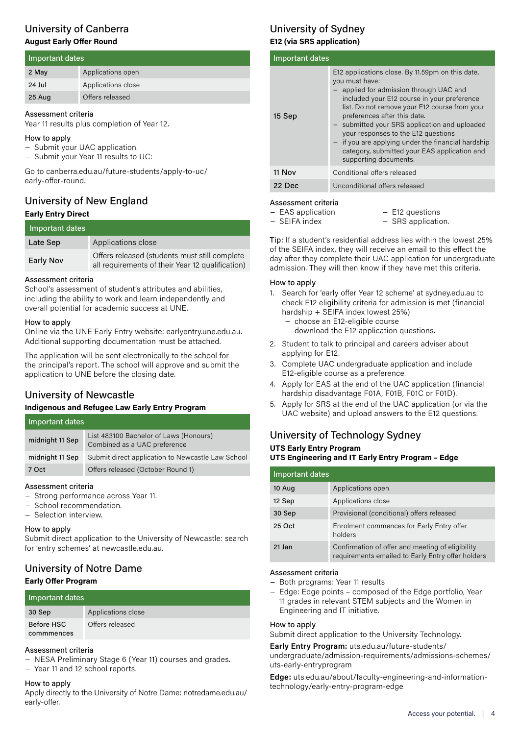## University of Canberra

### August Early Offer Round

| Important dates | |
|---|---|
| 2 May | Applications open |
| 24 Jul | Applications close |
| 25 Aug | Offers released |

Assessment criteria

Year 11 results plus completion of Year 12.

How to apply

- Submit your UAC application.
- Submit your Year 11 results to UC:

Go to canberra.edu.au/future-students/apply-to-uc/early-offer-round.

## University of New England

### Early Entry Direct

| Important dates | |
|---|---|
| Late Sep | Applications close |
| Early Nov | Offers released (students must still complete all requirements of their Year 12 qualification) |

Assessment criteria

School's assessment of student's attributes and abilities, including the ability to work and learn independently and overall potential for academic success at UNE.

How to apply

Online via the UNE Early Entry website: earlyentry.une.edu.au. Additional supporting documentation must be attached.

The application will be sent electronically to the school for the principal's report. The school will approve and submit the application to UNE before the closing date.

## University of Newcastle

### Indigenous and Refugee Law Early Entry Program

| Important dates | |
|---|---|
| midnight 11 Sep | List 483100 Bachelor of Laws (Honours) Combined as a UAC preference |
| midnight 11 Sep | Submit direct application to Newcastle Law School |
| 7 Oct | Offers released (October Round 1) |

Assessment criteria

- Strong performance across Year 11.
- School recommendation.
- Selection interview.

How to apply

Submit direct application to the University of Newcastle: search for 'entry schemes' at newcastle.edu.au.

## University of Notre Dame

### Early Offer Program

| Important dates | |
|---|---|
| 30 Sep | Applications close |
| Before HSC commmences | Offers released |

Assessment criteria

- NESA Preliminary Stage 6 (Year 11) courses and grades.
- Year 11 and 12 school reports.

How to apply

Apply directly to the University of Notre Dame: notredame.edu.au/early-offer.

## University of Sydney

### E12 (via SRS application)

| Important dates | |
|---|---|
| 15 Sep | E12 applications close. By 11.59pm on this date, you must have:<br>– applied for admission through UAC and included your E12 course in your preference list. Do not remove your E12 course from your preferences after this date.<br>– submitted your SRS application and uploaded your responses to the E12 questions<br>– if you are applying under the financial hardship category, submitted your EAS application and supporting documents. |
| 11 Nov | Conditional offers released |
| 22 Dec | Unconditional offers released |

Assessment criteria

- EAS application
- SEIFA index
- E12 questions
- SRS application.

**Tip:** If a student's residential address lies within the lowest 25% of the SEIFA index, they will receive an email to this effect the day after they complete their UAC application for undergraduate admission. They will then know if they have met this criteria.

How to apply

1. Search for 'early offer Year 12 scheme' at sydney.edu.au to check E12 eligibility criteria for admission is met (financial hardship + SEIFA index lowest 25%)
   - choose an E12-eligible course
   - download the E12 application questions.
2. Student to talk to principal and careers adviser about applying for E12.
3. Complete UAC undergraduate application and include E12-eligible course as a preference.
4. Apply for EAS at the end of the UAC application (financial hardship disadvantage F01A, F01B, F01C or F01D).
5. Apply for SRS at the end of the UAC application (or via the UAC website) and upload answers to the E12 questions.

## University of Technology Sydney

### UTS Early Entry Program
### UTS Engineering and IT Early Entry Program – Edge

| Important dates | |
|---|---|
| 10 Aug | Applications open |
| 12 Sep | Applications close |
| 30 Sep | Provisional (conditional) offers released |
| 25 Oct | Enrolment commences for Early Entry offer holders |
| 21 Jan | Confirmation of offer and meeting of eligibility requirements emailed to Early Entry offer holders |

Assessment criteria

- Both programs: Year 11 results
- Edge: Edge points – composed of the Edge portfolio, Year 11 grades in relevant STEM subjects and the Women in Engineering and IT initiative.

How to apply

Submit direct application to the University Technology.

**Early Entry Program:** uts.edu.au/future-students/undergraduate/admission-requirements/admissions-schemes/uts-early-entryprogram

**Edge:** uts.edu.au/about/faculty-engineering-and-information-technology/early-entry-program-edge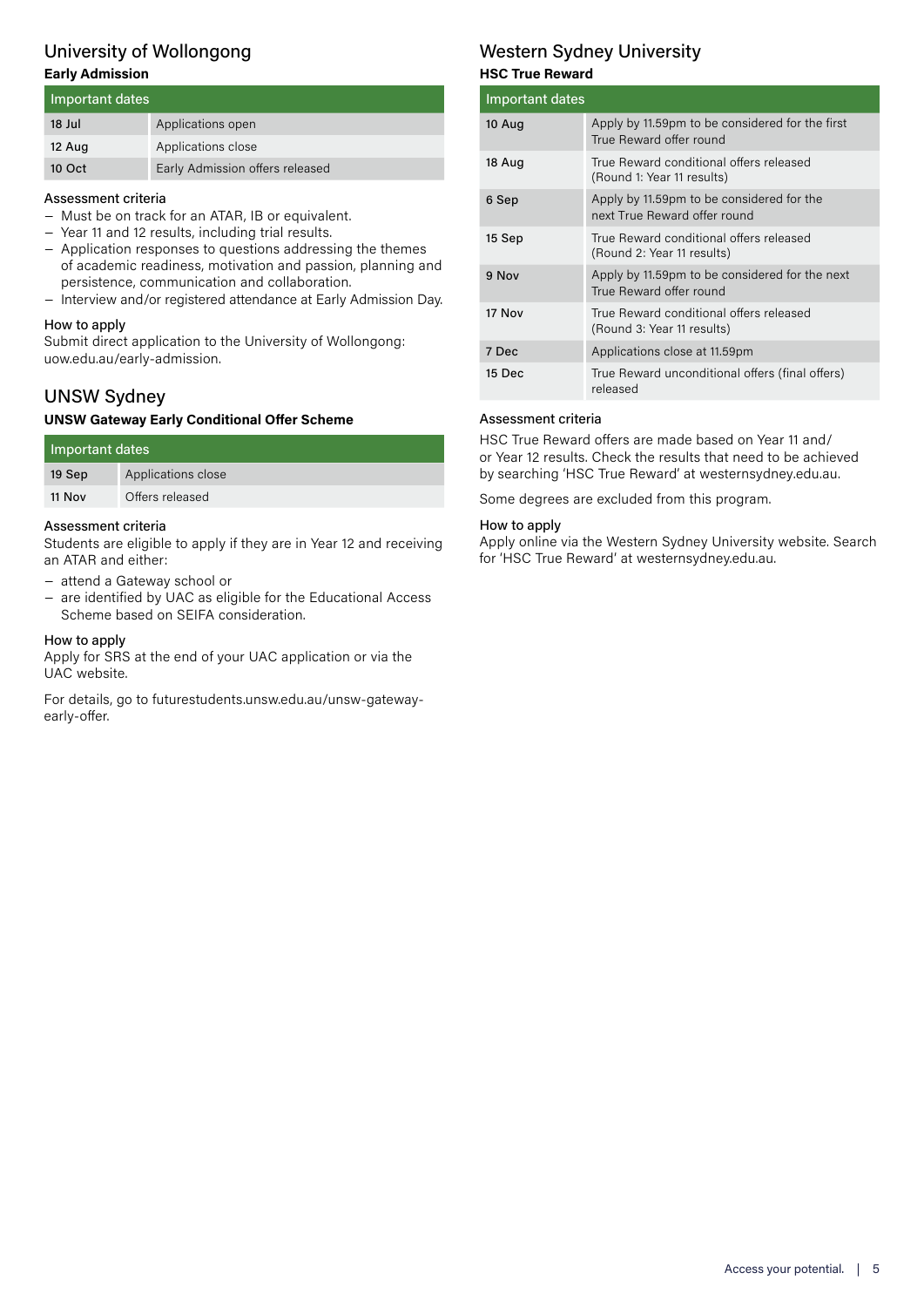## University of Wollongong

**Early Admission**

| Important dates | |
|---|---|
| 18 Jul | Applications open |
| 12 Aug | Applications close |
| 10 Oct | Early Admission offers released |

### Assessment criteria

- Must be on track for an ATAR, IB or equivalent.
- Year 11 and 12 results, including trial results.
- Application responses to questions addressing the themes of academic readiness, motivation and passion, planning and persistence, communication and collaboration.
- Interview and/or registered attendance at Early Admission Day.

### How to apply

Submit direct application to the University of Wollongong: uow.edu.au/early-admission.

## UNSW Sydney

**UNSW Gateway Early Conditional Offer Scheme**

| Important dates | |
|---|---|
| 19 Sep | Applications close |
| 11 Nov | Offers released |

### Assessment criteria

Students are eligible to apply if they are in Year 12 and receiving an ATAR and either:

- attend a Gateway school or
- are identified by UAC as eligible for the Educational Access Scheme based on SEIFA consideration.

### How to apply

Apply for SRS at the end of your UAC application or via the UAC website.

For details, go to futurestudents.unsw.edu.au/unsw-gateway-early-offer.

## Western Sydney University

**HSC True Reward**

| Important dates | |
|---|---|
| 10 Aug | Apply by 11.59pm to be considered for the first True Reward offer round |
| 18 Aug | True Reward conditional offers released (Round 1: Year 11 results) |
| 6 Sep | Apply by 11.59pm to be considered for the next True Reward offer round |
| 15 Sep | True Reward conditional offers released (Round 2: Year 11 results) |
| 9 Nov | Apply by 11.59pm to be considered for the next True Reward offer round |
| 17 Nov | True Reward conditional offers released (Round 3: Year 11 results) |
| 7 Dec | Applications close at 11.59pm |
| 15 Dec | True Reward unconditional offers (final offers) released |

### Assessment criteria

HSC True Reward offers are made based on Year 11 and/or Year 12 results. Check the results that need to be achieved by searching 'HSC True Reward' at westernsydney.edu.au.

Some degrees are excluded from this program.

### How to apply

Apply online via the Western Sydney University website. Search for 'HSC True Reward' at westernsydney.edu.au.